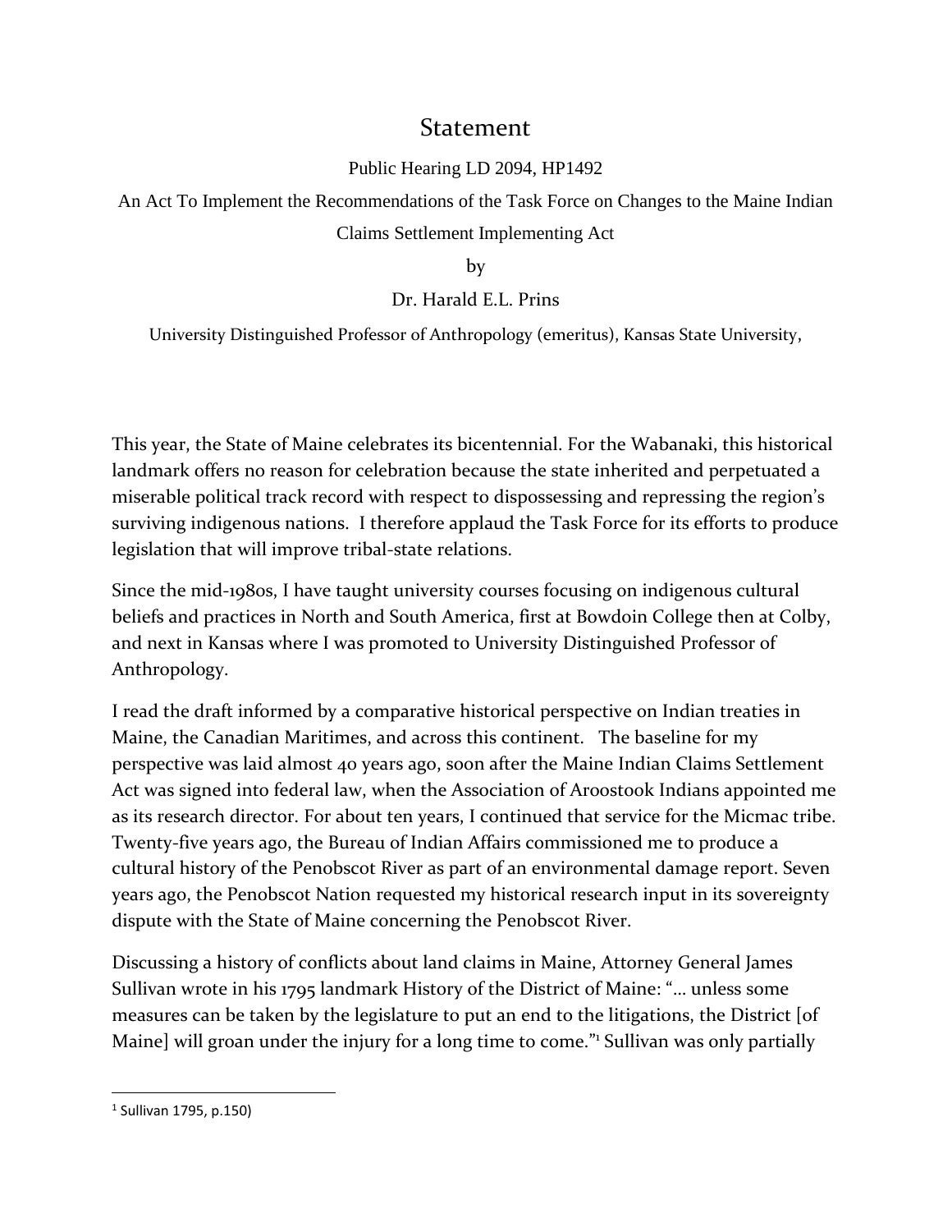# Statement

Public Hearing LD 2094, HP1492

An Act To Implement the Recommendations of the Task Force on Changes to the Maine Indian Claims Settlement Implementing Act

by

Dr. Harald E.L. Prins

University Distinguished Professor of Anthropology (emeritus), Kansas State University,

This year, the State of Maine celebrates its bicentennial. For the Wabanaki, this historical landmark offers no reason for celebration because the state inherited and perpetuated a miserable political track record with respect to dispossessing and repressing the region's surviving indigenous nations. I therefore applaud the Task Force for its efforts to produce legislation that will improve tribal-state relations.

Since the mid-1980s, I have taught university courses focusing on indigenous cultural beliefs and practices in North and South America, first at Bowdoin College then at Colby, and next in Kansas where I was promoted to University Distinguished Professor of Anthropology.

I read the draft informed by a comparative historical perspective on Indian treaties in Maine, the Canadian Maritimes, and across this continent. The baseline for my perspective was laid almost 40 years ago, soon after the Maine Indian Claims Settlement Act was signed into federal law, when the Association of Aroostook Indians appointed me as its research director. For about ten years, I continued that service for the Micmac tribe. Twenty-five years ago, the Bureau of Indian Affairs commissioned me to produce a cultural history of the Penobscot River as part of an environmental damage report. Seven years ago, the Penobscot Nation requested my historical research input in its sovereignty dispute with the State of Maine concerning the Penobscot River.

Discussing a history of conflicts about land claims in Maine, Attorney General James Sullivan wrote in his 1795 landmark History of the District of Maine: "… unless some measures can be taken by the legislature to put an end to the litigations, the District [of Maine] will groan under the injury for a long time to come."[1] Sullivan was only partially

---

[1] Sullivan 1795, p.150)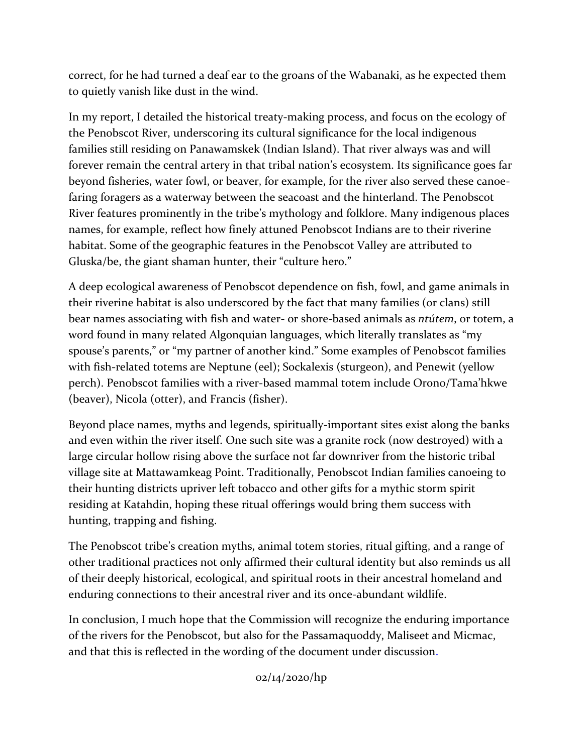correct, for he had turned a deaf ear to the groans of the Wabanaki, as he expected them to quietly vanish like dust in the wind.

In my report, I detailed the historical treaty-making process, and focus on the ecology of the Penobscot River, underscoring its cultural significance for the local indigenous families still residing on Panawamskek (Indian Island). That river always was and will forever remain the central artery in that tribal nation's ecosystem. Its significance goes far beyond fisheries, water fowl, or beaver, for example, for the river also served these canoe-faring foragers as a waterway between the seacoast and the hinterland. The Penobscot River features prominently in the tribe's mythology and folklore. Many indigenous places names, for example, reflect how finely attuned Penobscot Indians are to their riverine habitat. Some of the geographic features in the Penobscot Valley are attributed to Gluska/be, the giant shaman hunter, their "culture hero."

A deep ecological awareness of Penobscot dependence on fish, fowl, and game animals in their riverine habitat is also underscored by the fact that many families (or clans) still bear names associating with fish and water- or shore-based animals as *ntútem*, or totem, a word found in many related Algonquian languages, which literally translates as "my spouse's parents," or "my partner of another kind." Some examples of Penobscot families with fish-related totems are Neptune (eel); Sockalexis (sturgeon), and Penewit (yellow perch). Penobscot families with a river-based mammal totem include Orono/Tama'hkwe (beaver), Nicola (otter), and Francis (fisher).

Beyond place names, myths and legends, spiritually-important sites exist along the banks and even within the river itself. One such site was a granite rock (now destroyed) with a large circular hollow rising above the surface not far downriver from the historic tribal village site at Mattawamkeag Point. Traditionally, Penobscot Indian families canoeing to their hunting districts upriver left tobacco and other gifts for a mythic storm spirit residing at Katahdin, hoping these ritual offerings would bring them success with hunting, trapping and fishing.

The Penobscot tribe's creation myths, animal totem stories, ritual gifting, and a range of other traditional practices not only affirmed their cultural identity but also reminds us all of their deeply historical, ecological, and spiritual roots in their ancestral homeland and enduring connections to their ancestral river and its once-abundant wildlife.

In conclusion, I much hope that the Commission will recognize the enduring importance of the rivers for the Penobscot, but also for the Passamaquoddy, Maliseet and Micmac, and that this is reflected in the wording of the document under discussion.

02/14/2020/hp